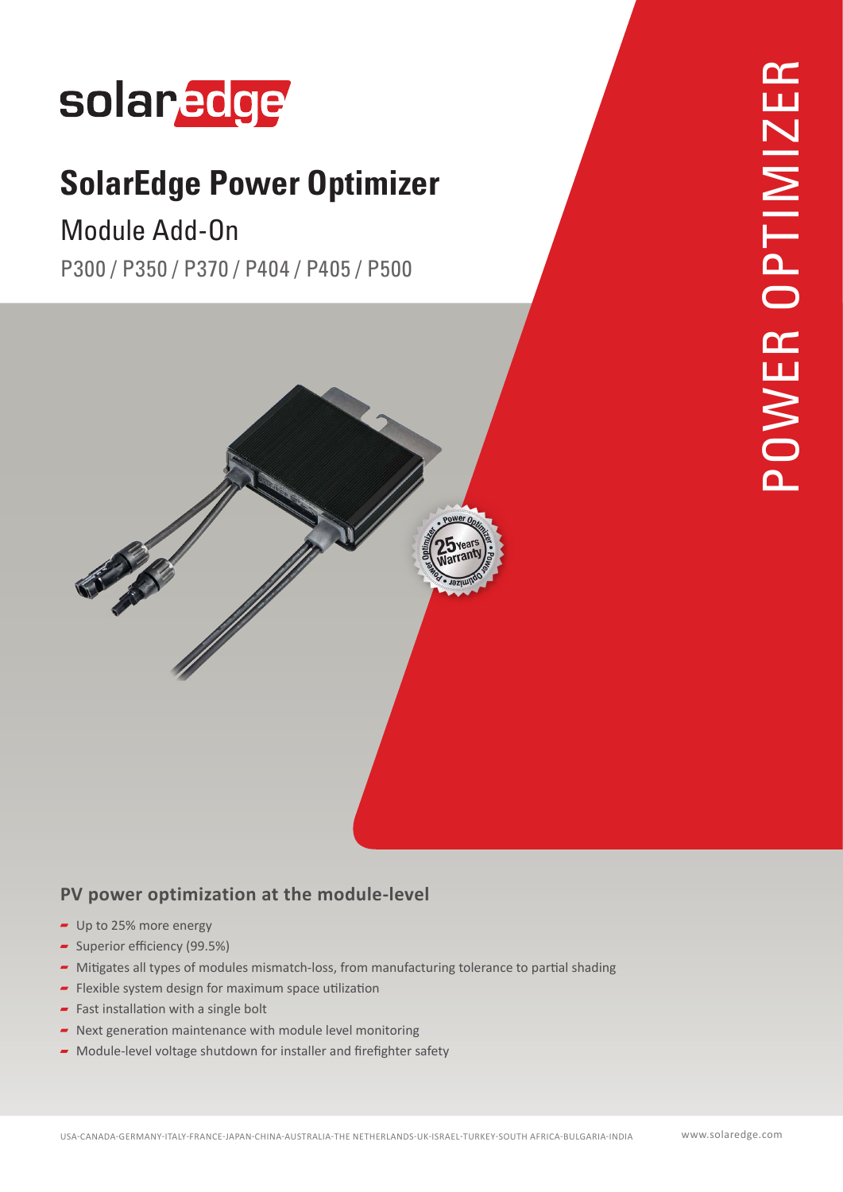# SolarEdge Power Optimizer

## Module Add-On

P300 / P350 / P370 / P404 / P405 / P500

POWER OPTIMIZER

### PV power optimization at the module-level

- Up to 25% more energy
- Superior efficiency (99.5%)
- Mitigates all types of modules mismatch-loss, from manufacturing tolerance to partial shading
- Flexible system design for maximum space utilization
- Fast installation with a single bolt
- Next generation maintenance with module level monitoring
- Module-level voltage shutdown for installer and firefighter safety

USA-CANADA-GERMANY-ITALY-FRANCE-JAPAN-CHINA-AUSTRALIA-THE NETHERLANDS-UK-ISRAEL-TURKEY-SOUTH AFRICA-BULGARIA-INDIA www.solaredge.com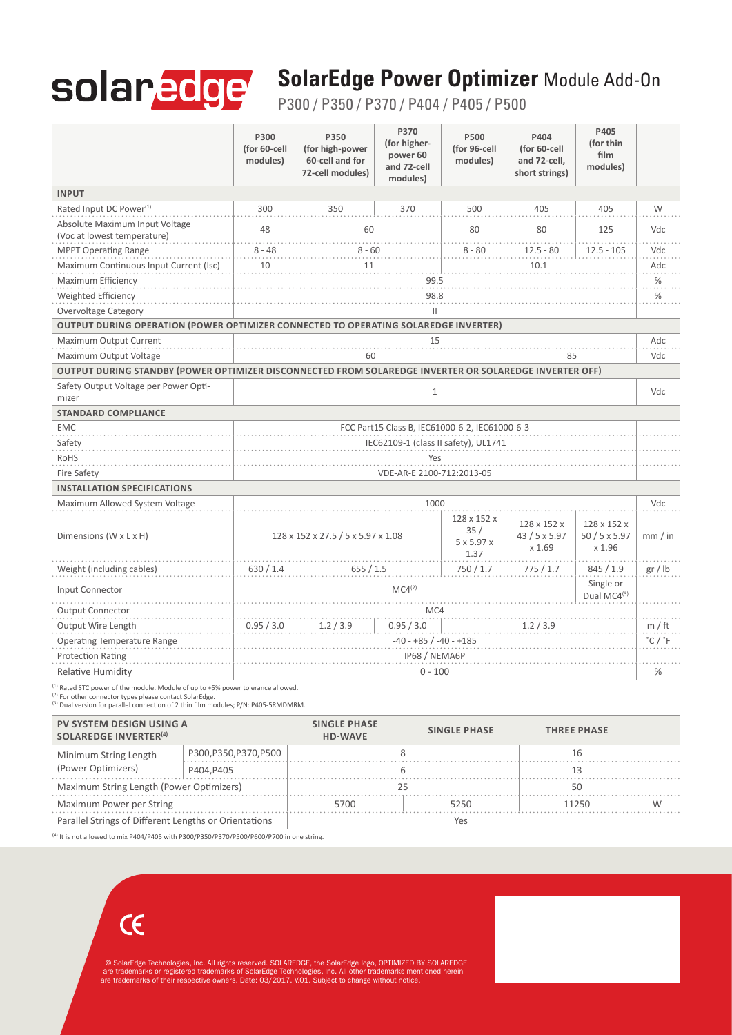# SolarEdge Power Optimizer Module Add-On

P300 / P350 / P370 / P404 / P405 / P500

| | P300 (for 60-cell modules) | P350 (for high-power 60-cell and for 72-cell modules) | P370 (for higher-power 60 and 72-cell modules) | P500 (for 96-cell modules) | P404 (for 60-cell and 72-cell, short strings) | P405 (for thin film modules) | |
|---|---|---|---|---|---|---|---|
| **INPUT** | | | | | | | |
| Rated Input DC Power[1] | 300 | 350 | 370 | 500 | 405 | 405 | W |
| Absolute Maximum Input Voltage (Voc at lowest temperature) | 48 | 60 | | 80 | 80 | 125 | Vdc |
| MPPT Operating Range | 8 - 48 | 8 - 60 | | 8 - 80 | 12.5 - 80 | 12.5 - 105 | Vdc |
| Maximum Continuous Input Current (Isc) | 10 | 11 | | 10.1 | | | Adc |
| Maximum Efficiency | 99.5 | | | | | | % |
| Weighted Efficiency | 98.8 | | | | | | % |
| Overvoltage Category | II | | | | | | |
| **OUTPUT DURING OPERATION (POWER OPTIMIZER CONNECTED TO OPERATING SOLAREDGE INVERTER)** | | | | | | | |
| Maximum Output Current | 15 | | | | | | Adc |
| Maximum Output Voltage | 60 | | | 85 | | | Vdc |
| **OUTPUT DURING STANDBY (POWER OPTIMIZER DISCONNECTED FROM SOLAREDGE INVERTER OR SOLAREDGE INVERTER OFF)** | | | | | | | |
| Safety Output Voltage per Power Optimizer | 1 | | | | | | Vdc |
| **STANDARD COMPLIANCE** | | | | | | | |
| EMC | FCC Part15 Class B, IEC61000-6-2, IEC61000-6-3 | | | | | | |
| Safety | IEC62109-1 (class II safety), UL1741 | | | | | | |
| RoHS | Yes | | | | | | |
| Fire Safety | VDE-AR-E 2100-712:2013-05 | | | | | | |
| **INSTALLATION SPECIFICATIONS** | | | | | | | |
| Maximum Allowed System Voltage | 1000 | | | | | | Vdc |
| Dimensions (W x L x H) | 128 x 152 x 27.5 / 5 x 5.97 x 1.08 | | | 128 x 152 x 35 / 5 x 5.97 x 1.37 | 128 x 152 x 43 / 5 x 5.97 x 1.69 | 128 x 152 x 50 / 5 x 5.97 x 1.96 | mm / in |
| Weight (including cables) | 630 / 1.4 | 655 / 1.5 | | 750 / 1.7 | 775 / 1.7 | 845 / 1.9 | gr / lb |
| Input Connector | MC4[2] | | | | | Single or Dual MC4[3] | |
| Output Connector | MC4 | | | | | | |
| Output Wire Length | 0.95 / 3.0 | 1.2 / 3.9 | 0.95 / 3.0 | 1.2 / 3.9 | | | m / ft |
| Operating Temperature Range | -40 - +85 / -40 - +185 | | | | | | ˚C / ˚F |
| Protection Rating | IP68 / NEMA6P | | | | | | |
| Relative Humidity | 0 - 100 | | | | | | % |

[1] Rated STC power of the module. Module of up to +5% power tolerance allowed.
[2] For other connector types please contact SolarEdge.
[3] Dual version for parallel connection of 2 thin film modules; P/N: P405-5RMDMRM.

| PV SYSTEM DESIGN USING A SOLAREDGE INVERTER[4] | | SINGLE PHASE HD-WAVE | SINGLE PHASE | THREE PHASE | |
|---|---|---|---|---|---|
| Minimum String Length (Power Optimizers) | P300,P350,P370,P500 | 8 | | 16 | |
| | P404,P405 | 6 | | 13 | |
| Maximum String Length (Power Optimizers) | | 25 | | 50 | |
| Maximum Power per String | | 5700 | 5250 | 11250 | W |
| Parallel Strings of Different Lengths or Orientations | | Yes | | | |

[4] It is not allowed to mix P404/P405 with P300/P350/P370/P500/P600/P700 in one string.

CE

© SolarEdge Technologies, Inc. All rights reserved. SOLAREDGE, the SolarEdge logo, OPTIMIZED BY SOLAREDGE are trademarks or registered trademarks of SolarEdge Technologies, Inc. All other trademarks mentioned herein are trademarks of their respective owners. Date: 03/2017. V.01. Subject to change without notice.